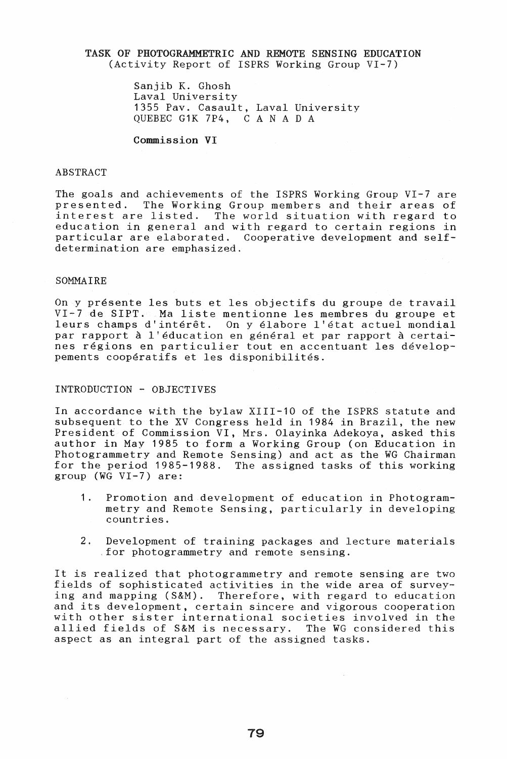# TASK OF PHOTOGRAMMETRIC AND REMOTE SENSING EDUCATION

(Activity Report of ISPRS Working Group VI-7)

Sanjib K. Ghosh
Laval University
1355 Pav. Casault, Laval University
QUEBEC G1K 7P4, CANADA

**Commission VI**

## ABSTRACT

The goals and achievements of the ISPRS Working Group VI-7 are presented. The Working Group members and their areas of interest are listed. The world situation with regard to education in general and with regard to certain regions in particular are elaborated. Cooperative development and self-determination are emphasized.

## SOMMAIRE

On y présente les buts et les objectifs du groupe de travail VI-7 de SIPT. Ma liste mentionne les membres du groupe et leurs champs d'intérêt. On y élabore l'état actuel mondial par rapport à l'éducation en général et par rapport à certaines régions en particulier tout en accentuant les développements coopératifs et les disponibilités.

## INTRODUCTION - OBJECTIVES

In accordance with the bylaw XIII-10 of the ISPRS statute and subsequent to the XV Congress held in 1984 in Brazil, the new President of Commission VI, Mrs. Olayinka Adekoya, asked this author in May 1985 to form a Working Group (on Education in Photogrammetry and Remote Sensing) and act as the WG Chairman for the period 1985-1988. The assigned tasks of this working group (WG VI-7) are:

1. Promotion and development of education in Photogrammetry and Remote Sensing, particularly in developing countries.
2. Development of training packages and lecture materials for photogrammetry and remote sensing.

It is realized that photogrammetry and remote sensing are two fields of sophisticated activities in the wide area of surveying and mapping (S&M). Therefore, with regard to education and its development, certain sincere and vigorous cooperation with other sister international societies involved in the allied fields of S&M is necessary. The WG considered this aspect as an integral part of the assigned tasks.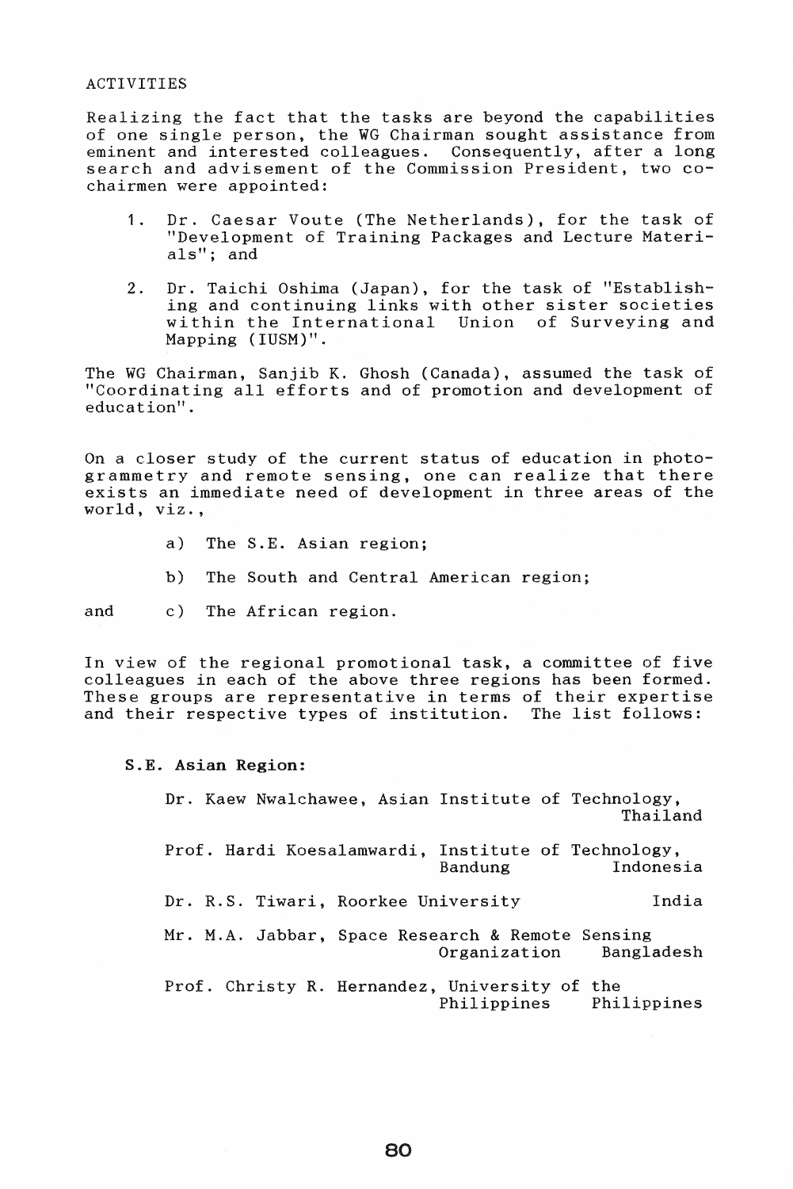ACTIVITIES

Realizing the fact that the tasks are beyond the capabilities of one single person, the WG Chairman sought assistance from eminent and interested colleagues. Consequently, after a long search and advisement of the Commission President, two co-chairmen were appointed:

1. Dr. Caesar Voute (The Netherlands), for the task of "Development of Training Packages and Lecture Materials"; and
2. Dr. Taichi Oshima (Japan), for the task of "Establishing and continuing links with other sister societies within the International Union of Surveying and Mapping (IUSM)".

The WG Chairman, Sanjib K. Ghosh (Canada), assumed the task of "Coordinating all efforts and of promotion and development of education".

On a closer study of the current status of education in photogrammetry and remote sensing, one can realize that there exists an immediate need of development in three areas of the world, viz.,

a) The S.E. Asian region;

b) The South and Central American region;

and c) The African region.

In view of the regional promotional task, a committee of five colleagues in each of the above three regions has been formed. These groups are representative in terms of their expertise and their respective types of institution. The list follows:

**S.E. Asian Region:**

Dr. Kaew Nwalchawee, Asian Institute of Technology, Thailand

Prof. Hardi Koesalamwardi, Institute of Technology, Bandung, Indonesia

Dr. R.S. Tiwari, Roorkee University, India

Mr. M.A. Jabbar, Space Research & Remote Sensing Organization, Bangladesh

Prof. Christy R. Hernandez, University of the Philippines, Philippines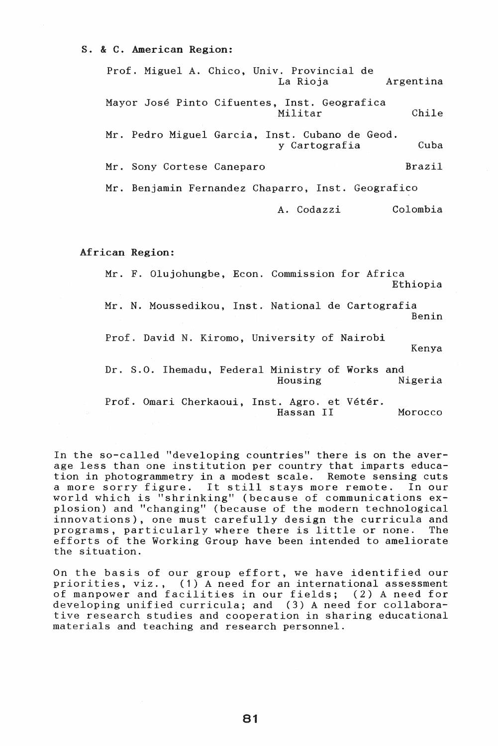**S. & C. American Region:**

Prof. Miguel A. Chico, Univ. Provincial de La Rioja — Argentina

Mayor José Pinto Cifuentes, Inst. Geografica Militar — Chile

Mr. Pedro Miguel Garcia, Inst. Cubano de Geod. y Cartografia — Cuba

Mr. Sony Cortese Caneparo — Brazil

Mr. Benjamin Fernandez Chaparro, Inst. Geografico A. Codazzi — Colombia

**African Region:**

Mr. F. Olujohungbe, Econ. Commission for Africa — Ethiopia

Mr. N. Moussedikou, Inst. National de Cartografia — Benin

Prof. David N. Kiromo, University of Nairobi — Kenya

Dr. S.O. Ihemadu, Federal Ministry of Works and Housing — Nigeria

Prof. Omari Cherkaoui, Inst. Agro. et Vétér. Hassan II — Morocco

In the so-called "developing countries" there is on the average less than one institution per country that imparts education in photogrammetry in a modest scale. Remote sensing cuts a more sorry figure. It still stays more remote. In our world which is "shrinking" (because of communications explosion) and "changing" (because of the modern technological innovations), one must carefully design the curricula and programs, particularly where there is little or none. The efforts of the Working Group have been intended to ameliorate the situation.

On the basis of our group effort, we have identified our priorities, viz., (1) A need for an international assessment of manpower and facilities in our fields; (2) A need for developing unified curricula; and (3) A need for collaborative research studies and cooperation in sharing educational materials and teaching and research personnel.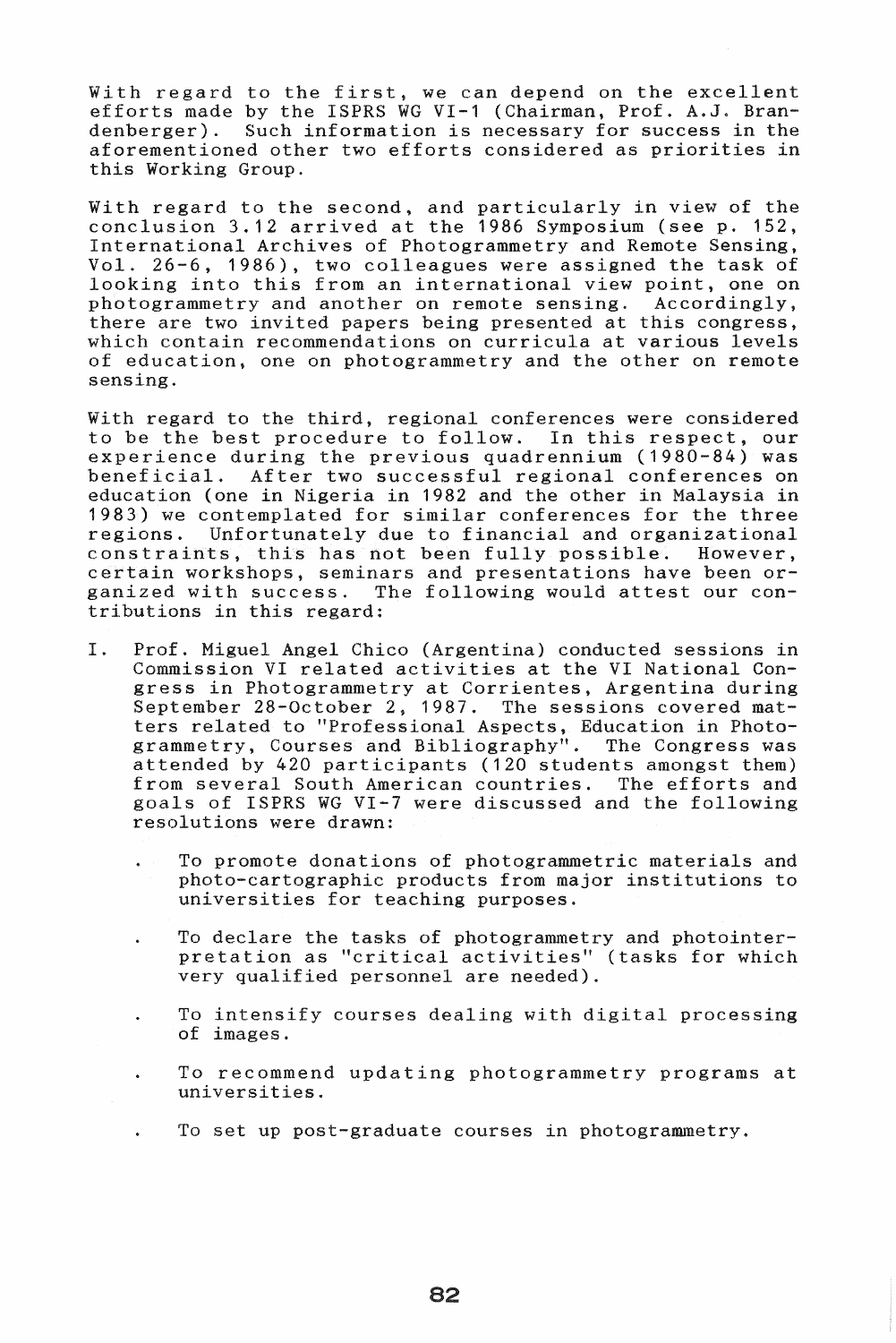With regard to the first, we can depend on the excellent efforts made by the ISPRS WG VI-1 (Chairman, Prof. A.J. Brandenberger). Such information is necessary for success in the aforementioned other two efforts considered as priorities in this Working Group.

With regard to the second, and particularly in view of the conclusion 3.12 arrived at the 1986 Symposium (see p. 152, International Archives of Photogrammetry and Remote Sensing, Vol. 26-6, 1986), two colleagues were assigned the task of looking into this from an international view point, one on photogrammetry and another on remote sensing. Accordingly, there are two invited papers being presented at this congress, which contain recommendations on curricula at various levels of education, one on photogrammetry and the other on remote sensing.

With regard to the third, regional conferences were considered to be the best procedure to follow. In this respect, our experience during the previous quadrennium (1980-84) was beneficial. After two successful regional conferences on education (one in Nigeria in 1982 and the other in Malaysia in 1983) we contemplated for similar conferences for the three regions. Unfortunately due to financial and organizational constraints, this has not been fully possible. However, certain workshops, seminars and presentations have been organized with success. The following would attest our contributions in this regard:

I. Prof. Miguel Angel Chico (Argentina) conducted sessions in Commission VI related activities at the VI National Congress in Photogrammetry at Corrientes, Argentina during September 28-October 2, 1987. The sessions covered matters related to "Professional Aspects, Education in Photogrammetry, Courses and Bibliography". The Congress was attended by 420 participants (120 students amongst them) from several South American countries. The efforts and goals of ISPRS WG VI-7 were discussed and the following resolutions were drawn:

   - To promote donations of photogrammetric materials and photo-cartographic products from major institutions to universities for teaching purposes.
   - To declare the tasks of photogrammetry and photointerpretation as "critical activities" (tasks for which very qualified personnel are needed).
   - To intensify courses dealing with digital processing of images.
   - To recommend updating photogrammetry programs at universities.
   - To set up post-graduate courses in photogrammetry.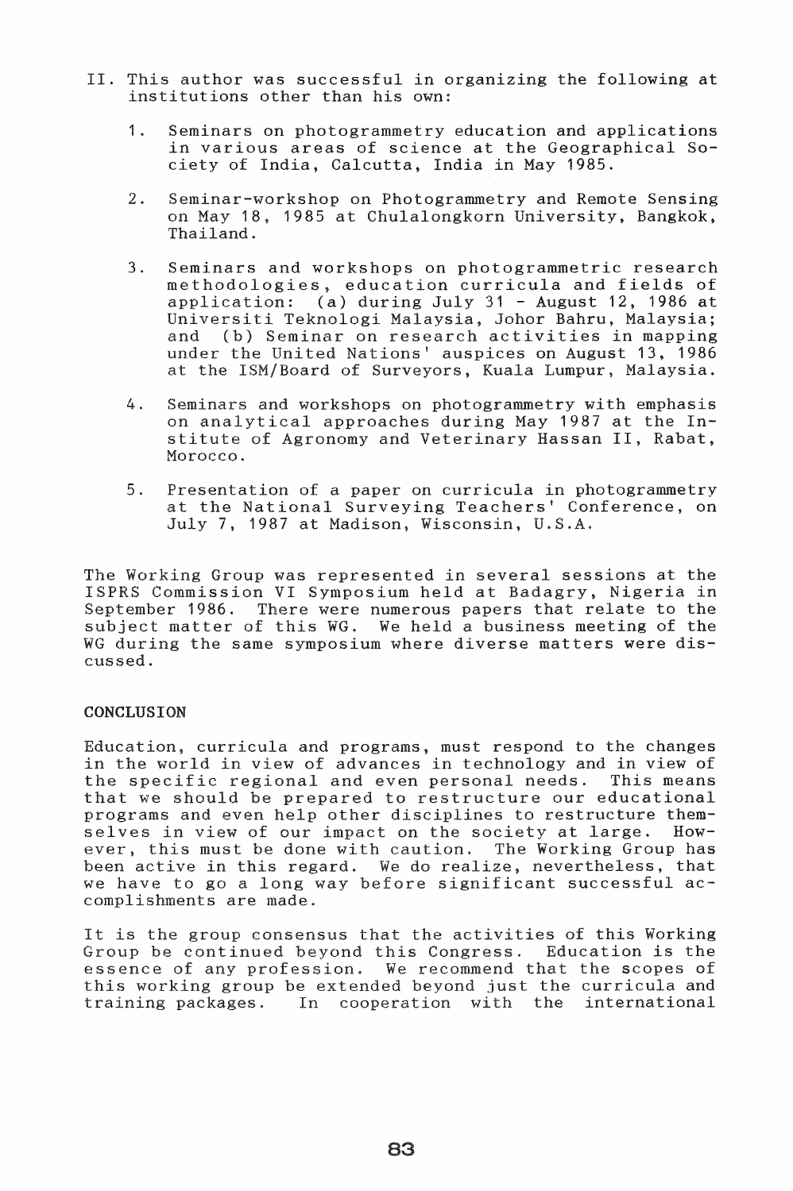II. This author was successful in organizing the following at institutions other than his own:

1. Seminars on photogrammetry education and applications in various areas of science at the Geographical Society of India, Calcutta, India in May 1985.

2. Seminar-workshop on Photogrammetry and Remote Sensing on May 18, 1985 at Chulalongkorn University, Bangkok, Thailand.

3. Seminars and workshops on photogrammetric research methodologies, education curricula and fields of application: (a) during July 31 - August 12, 1986 at Universiti Teknologi Malaysia, Johor Bahru, Malaysia; and (b) Seminar on research activities in mapping under the United Nations' auspices on August 13, 1986 at the ISM/Board of Surveyors, Kuala Lumpur, Malaysia.

4. Seminars and workshops on photogrammetry with emphasis on analytical approaches during May 1987 at the Institute of Agronomy and Veterinary Hassan II, Rabat, Morocco.

5. Presentation of a paper on curricula in photogrammetry at the National Surveying Teachers' Conference, on July 7, 1987 at Madison, Wisconsin, U.S.A.

The Working Group was represented in several sessions at the ISPRS Commission VI Symposium held at Badagry, Nigeria in September 1986. There were numerous papers that relate to the subject matter of this WG. We held a business meeting of the WG during the same symposium where diverse matters were discussed.

## CONCLUSION

Education, curricula and programs, must respond to the changes in the world in view of advances in technology and in view of the specific regional and even personal needs. This means that we should be prepared to restructure our educational programs and even help other disciplines to restructure themselves in view of our impact on the society at large. However, this must be done with caution. The Working Group has been active in this regard. We do realize, nevertheless, that we have to go a long way before significant successful accomplishments are made.

It is the group consensus that the activities of this Working Group be continued beyond this Congress. Education is the essence of any profession. We recommend that the scopes of this working group be extended beyond just the curricula and training packages. In cooperation with the international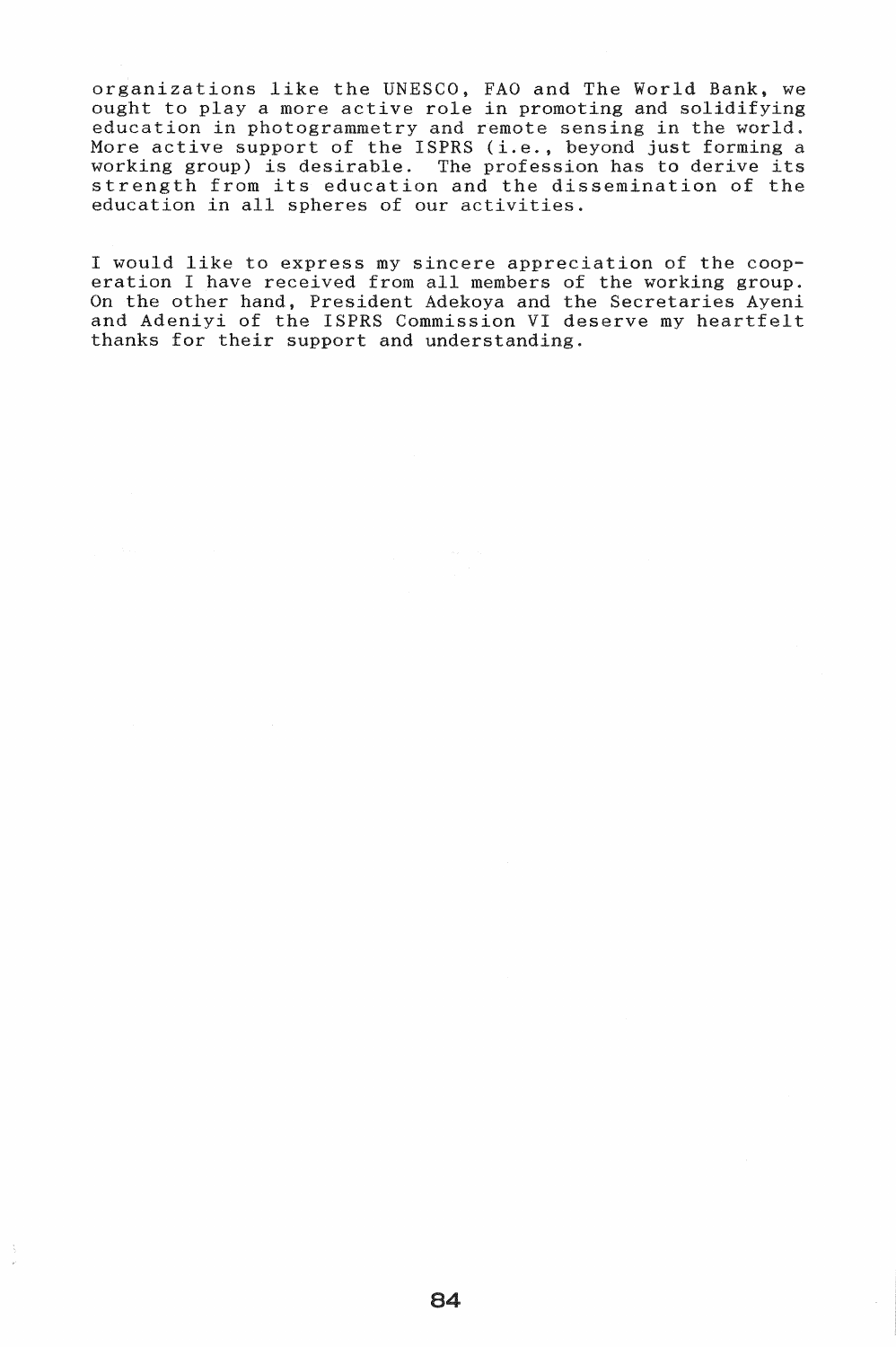organizations like the UNESCO, FAO and The World Bank, we ought to play a more active role in promoting and solidifying education in photogrammetry and remote sensing in the world. More active support of the ISPRS (i.e., beyond just forming a working group) is desirable. The profession has to derive its strength from its education and the dissemination of the education in all spheres of our activities.

I would like to express my sincere appreciation of the cooperation I have received from all members of the working group. On the other hand, President Adekoya and the Secretaries Ayeni and Adeniyi of the ISPRS Commission VI deserve my heartfelt thanks for their support and understanding.